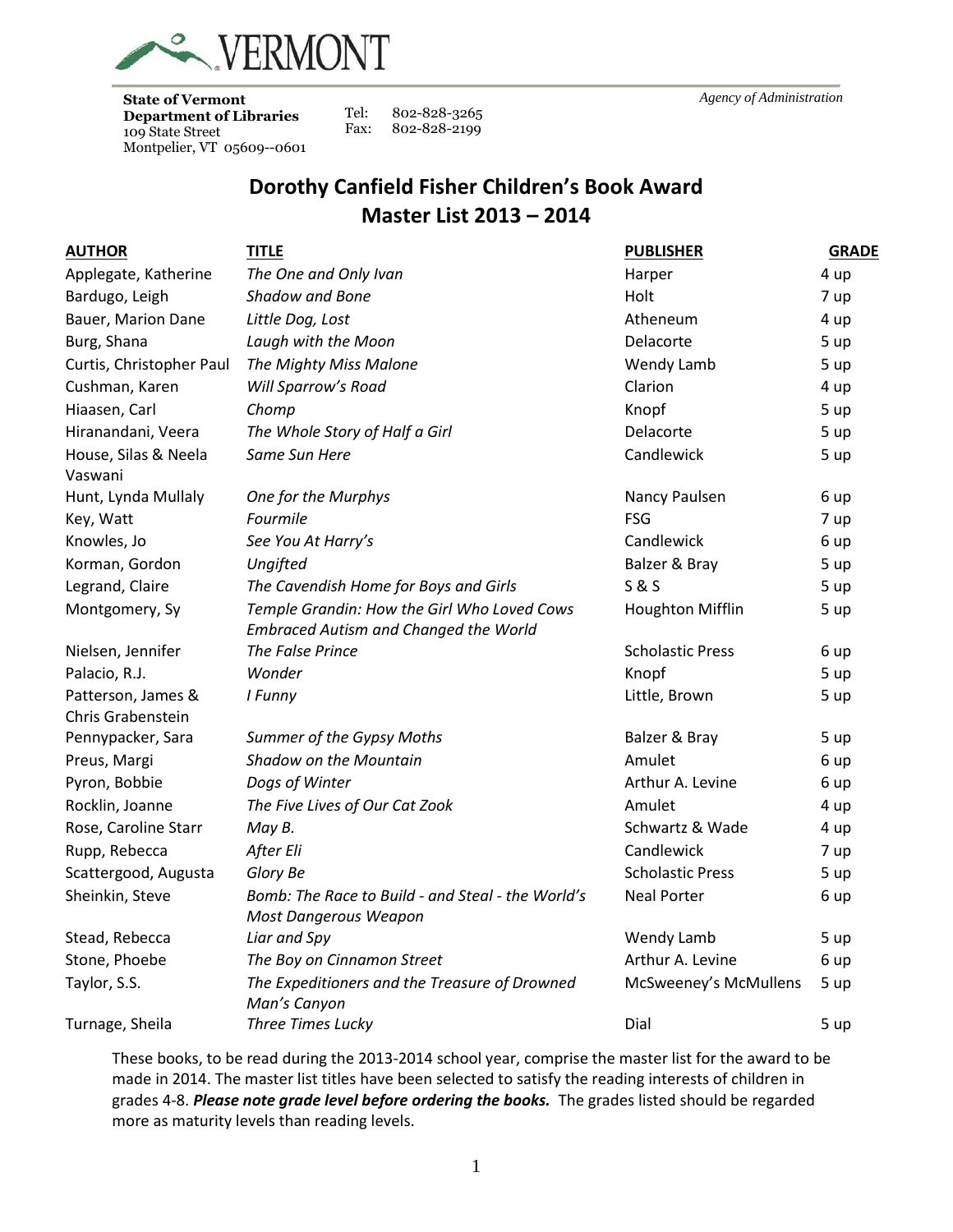VERMONT

**State of Vermont**
**Department of Libraries**
109 State Street
Montpelier, VT 05609--0601

Tel: 802-828-3265
Fax: 802-828-2199

*Agency of Administration*

# Dorothy Canfield Fisher Children's Book Award
## Master List 2013 – 2014

| AUTHOR | TITLE | PUBLISHER | GRADE |
|---|---|---|---|
| Applegate, Katherine | *The One and Only Ivan* | Harper | 4 up |
| Bardugo, Leigh | *Shadow and Bone* | Holt | 7 up |
| Bauer, Marion Dane | *Little Dog, Lost* | Atheneum | 4 up |
| Burg, Shana | *Laugh with the Moon* | Delacorte | 5 up |
| Curtis, Christopher Paul | *The Mighty Miss Malone* | Wendy Lamb | 5 up |
| Cushman, Karen | *Will Sparrow's Road* | Clarion | 4 up |
| Hiaasen, Carl | *Chomp* | Knopf | 5 up |
| Hiranandani, Veera | *The Whole Story of Half a Girl* | Delacorte | 5 up |
| House, Silas & Neela Vaswani | *Same Sun Here* | Candlewick | 5 up |
| Hunt, Lynda Mullaly | *One for the Murphys* | Nancy Paulsen | 6 up |
| Key, Watt | *Fourmile* | FSG | 7 up |
| Knowles, Jo | *See You At Harry's* | Candlewick | 6 up |
| Korman, Gordon | *Ungifted* | Balzer & Bray | 5 up |
| Legrand, Claire | *The Cavendish Home for Boys and Girls* | S & S | 5 up |
| Montgomery, Sy | *Temple Grandin: How the Girl Who Loved Cows Embraced Autism and Changed the World* | Houghton Mifflin | 5 up |
| Nielsen, Jennifer | *The False Prince* | Scholastic Press | 6 up |
| Palacio, R.J. | *Wonder* | Knopf | 5 up |
| Patterson, James & Chris Grabenstein | *I Funny* | Little, Brown | 5 up |
| Pennypacker, Sara | *Summer of the Gypsy Moths* | Balzer & Bray | 5 up |
| Preus, Margi | *Shadow on the Mountain* | Amulet | 6 up |
| Pyron, Bobbie | *Dogs of Winter* | Arthur A. Levine | 6 up |
| Rocklin, Joanne | *The Five Lives of Our Cat Zook* | Amulet | 4 up |
| Rose, Caroline Starr | *May B.* | Schwartz & Wade | 4 up |
| Rupp, Rebecca | *After Eli* | Candlewick | 7 up |
| Scattergood, Augusta | *Glory Be* | Scholastic Press | 5 up |
| Sheinkin, Steve | *Bomb: The Race to Build - and Steal - the World's Most Dangerous Weapon* | Neal Porter | 6 up |
| Stead, Rebecca | *Liar and Spy* | Wendy Lamb | 5 up |
| Stone, Phoebe | *The Boy on Cinnamon Street* | Arthur A. Levine | 6 up |
| Taylor, S.S. | *The Expeditioners and the Treasure of Drowned Man's Canyon* | McSweeney's McMullens | 5 up |
| Turnage, Sheila | *Three Times Lucky* | Dial | 5 up |

These books, to be read during the 2013-2014 school year, comprise the master list for the award to be made in 2014. The master list titles have been selected to satisfy the reading interests of children in grades 4-8. ***Please note grade level before ordering the books.*** The grades listed should be regarded more as maturity levels than reading levels.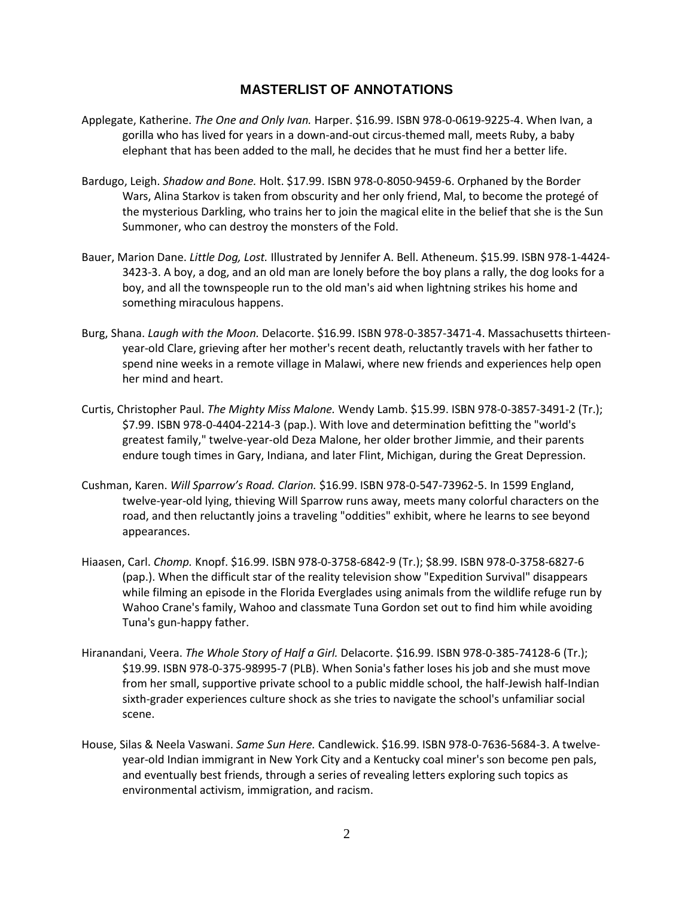## MASTERLIST OF ANNOTATIONS

Applegate, Katherine. *The One and Only Ivan.* Harper. $16.99. ISBN 978-0-0619-9225-4. When Ivan, a gorilla who has lived for years in a down-and-out circus-themed mall, meets Ruby, a baby elephant that has been added to the mall, he decides that he must find her a better life.

Bardugo, Leigh. *Shadow and Bone.* Holt. $17.99. ISBN 978-0-8050-9459-6. Orphaned by the Border Wars, Alina Starkov is taken from obscurity and her only friend, Mal, to become the protegé of the mysterious Darkling, who trains her to join the magical elite in the belief that she is the Sun Summoner, who can destroy the monsters of the Fold.

Bauer, Marion Dane. *Little Dog, Lost.* Illustrated by Jennifer A. Bell. Atheneum. $15.99. ISBN 978-1-4424-3423-3. A boy, a dog, and an old man are lonely before the boy plans a rally, the dog looks for a boy, and all the townspeople run to the old man's aid when lightning strikes his home and something miraculous happens.

Burg, Shana. *Laugh with the Moon.* Delacorte. $16.99. ISBN 978-0-3857-3471-4. Massachusetts thirteen-year-old Clare, grieving after her mother's recent death, reluctantly travels with her father to spend nine weeks in a remote village in Malawi, where new friends and experiences help open her mind and heart.

Curtis, Christopher Paul. *The Mighty Miss Malone.* Wendy Lamb. $15.99. ISBN 978-0-3857-3491-2 (Tr.); $7.99. ISBN 978-0-4404-2214-3 (pap.). With love and determination befitting the "world's greatest family," twelve-year-old Deza Malone, her older brother Jimmie, and their parents endure tough times in Gary, Indiana, and later Flint, Michigan, during the Great Depression.

Cushman, Karen. *Will Sparrow's Road. Clarion.* $16.99. ISBN 978-0-547-73962-5. In 1599 England, twelve-year-old lying, thieving Will Sparrow runs away, meets many colorful characters on the road, and then reluctantly joins a traveling "oddities" exhibit, where he learns to see beyond appearances.

Hiaasen, Carl. *Chomp.* Knopf. $16.99. ISBN 978-0-3758-6842-9 (Tr.); $8.99. ISBN 978-0-3758-6827-6 (pap.). When the difficult star of the reality television show "Expedition Survival" disappears while filming an episode in the Florida Everglades using animals from the wildlife refuge run by Wahoo Crane's family, Wahoo and classmate Tuna Gordon set out to find him while avoiding Tuna's gun-happy father.

Hiranandani, Veera. *The Whole Story of Half a Girl.* Delacorte. $16.99. ISBN 978-0-385-74128-6 (Tr.); $19.99. ISBN 978-0-375-98995-7 (PLB). When Sonia's father loses his job and she must move from her small, supportive private school to a public middle school, the half-Jewish half-Indian sixth-grader experiences culture shock as she tries to navigate the school's unfamiliar social scene.

House, Silas & Neela Vaswani. *Same Sun Here.* Candlewick. $16.99. ISBN 978-0-7636-5684-3. A twelve-year-old Indian immigrant in New York City and a Kentucky coal miner's son become pen pals, and eventually best friends, through a series of revealing letters exploring such topics as environmental activism, immigration, and racism.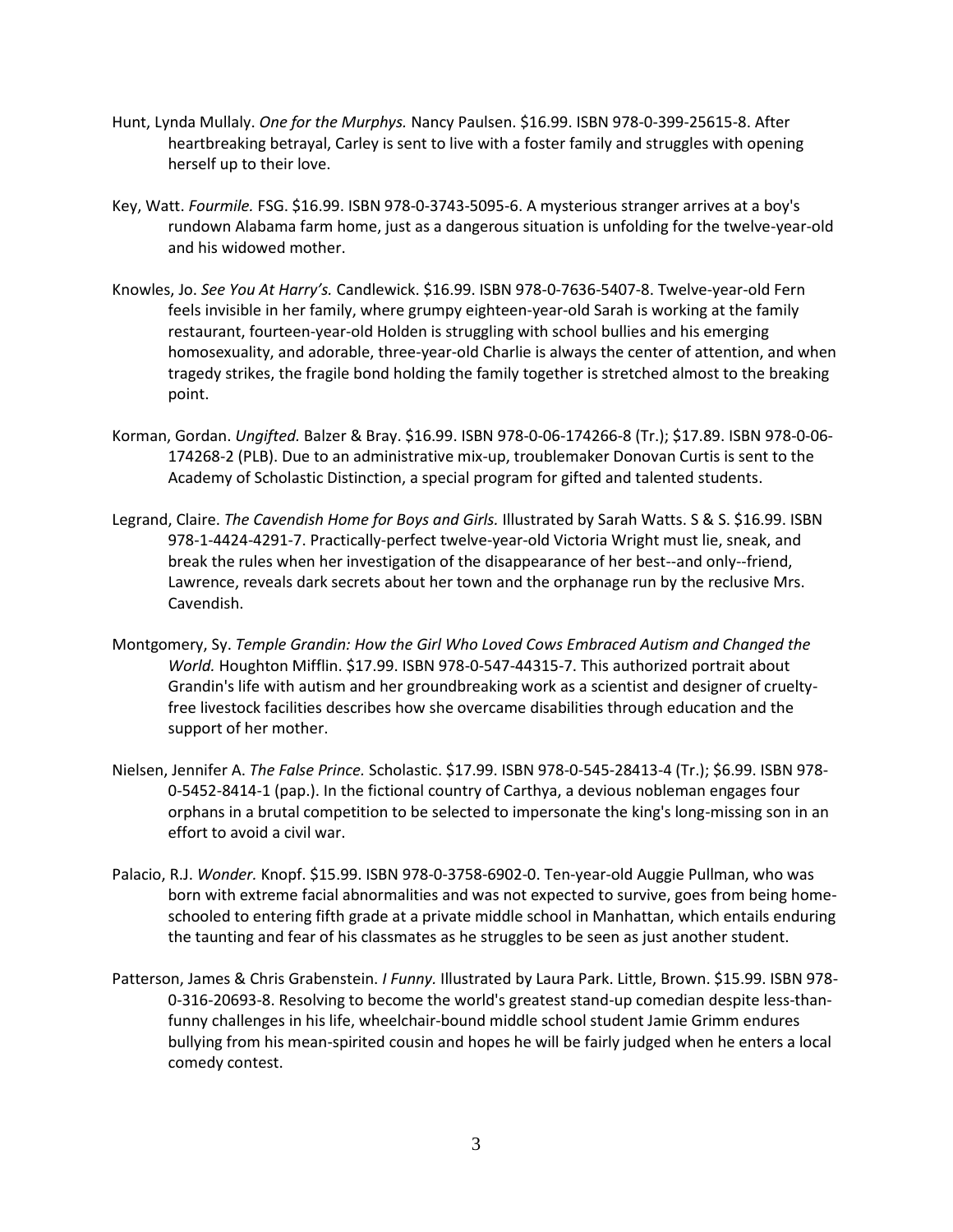Hunt, Lynda Mullaly. *One for the Murphys.* Nancy Paulsen. $16.99. ISBN 978-0-399-25615-8. After heartbreaking betrayal, Carley is sent to live with a foster family and struggles with opening herself up to their love.

Key, Watt. *Fourmile.* FSG. $16.99. ISBN 978-0-3743-5095-6. A mysterious stranger arrives at a boy's rundown Alabama farm home, just as a dangerous situation is unfolding for the twelve-year-old and his widowed mother.

Knowles, Jo. *See You At Harry's.* Candlewick. $16.99. ISBN 978-0-7636-5407-8. Twelve-year-old Fern feels invisible in her family, where grumpy eighteen-year-old Sarah is working at the family restaurant, fourteen-year-old Holden is struggling with school bullies and his emerging homosexuality, and adorable, three-year-old Charlie is always the center of attention, and when tragedy strikes, the fragile bond holding the family together is stretched almost to the breaking point.

Korman, Gordan. *Ungifted.* Balzer & Bray. $16.99. ISBN 978-0-06-174266-8 (Tr.); $17.89. ISBN 978-0-06-174268-2 (PLB). Due to an administrative mix-up, troublemaker Donovan Curtis is sent to the Academy of Scholastic Distinction, a special program for gifted and talented students.

Legrand, Claire. *The Cavendish Home for Boys and Girls.* Illustrated by Sarah Watts. S & S. $16.99. ISBN 978-1-4424-4291-7. Practically-perfect twelve-year-old Victoria Wright must lie, sneak, and break the rules when her investigation of the disappearance of her best--and only--friend, Lawrence, reveals dark secrets about her town and the orphanage run by the reclusive Mrs. Cavendish.

Montgomery, Sy. *Temple Grandin: How the Girl Who Loved Cows Embraced Autism and Changed the World.* Houghton Mifflin. $17.99. ISBN 978-0-547-44315-7. This authorized portrait about Grandin's life with autism and her groundbreaking work as a scientist and designer of cruelty-free livestock facilities describes how she overcame disabilities through education and the support of her mother.

Nielsen, Jennifer A. *The False Prince.* Scholastic. $17.99. ISBN 978-0-545-28413-4 (Tr.); $6.99. ISBN 978-0-5452-8414-1 (pap.). In the fictional country of Carthya, a devious nobleman engages four orphans in a brutal competition to be selected to impersonate the king's long-missing son in an effort to avoid a civil war.

Palacio, R.J. *Wonder.* Knopf. $15.99. ISBN 978-0-3758-6902-0. Ten-year-old Auggie Pullman, who was born with extreme facial abnormalities and was not expected to survive, goes from being home-schooled to entering fifth grade at a private middle school in Manhattan, which entails enduring the taunting and fear of his classmates as he struggles to be seen as just another student.

Patterson, James & Chris Grabenstein. *I Funny.* Illustrated by Laura Park. Little, Brown. $15.99. ISBN 978-0-316-20693-8. Resolving to become the world's greatest stand-up comedian despite less-than-funny challenges in his life, wheelchair-bound middle school student Jamie Grimm endures bullying from his mean-spirited cousin and hopes he will be fairly judged when he enters a local comedy contest.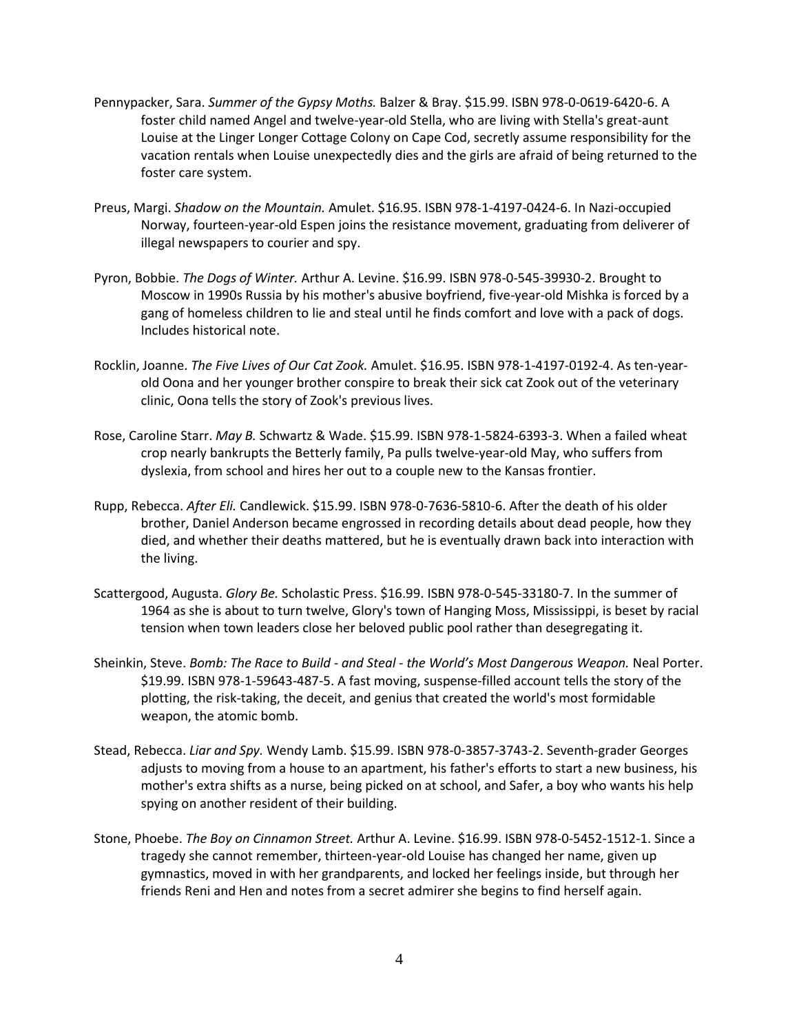Pennypacker, Sara. *Summer of the Gypsy Moths.* Balzer & Bray. $15.99. ISBN 978-0-0619-6420-6. A foster child named Angel and twelve-year-old Stella, who are living with Stella's great-aunt Louise at the Linger Longer Cottage Colony on Cape Cod, secretly assume responsibility for the vacation rentals when Louise unexpectedly dies and the girls are afraid of being returned to the foster care system.

Preus, Margi. *Shadow on the Mountain.* Amulet. $16.95. ISBN 978-1-4197-0424-6. In Nazi-occupied Norway, fourteen-year-old Espen joins the resistance movement, graduating from deliverer of illegal newspapers to courier and spy.

Pyron, Bobbie. *The Dogs of Winter.* Arthur A. Levine. $16.99. ISBN 978-0-545-39930-2. Brought to Moscow in 1990s Russia by his mother's abusive boyfriend, five-year-old Mishka is forced by a gang of homeless children to lie and steal until he finds comfort and love with a pack of dogs. Includes historical note.

Rocklin, Joanne. *The Five Lives of Our Cat Zook.* Amulet. $16.95. ISBN 978-1-4197-0192-4. As ten-year-old Oona and her younger brother conspire to break their sick cat Zook out of the veterinary clinic, Oona tells the story of Zook's previous lives.

Rose, Caroline Starr. *May B.* Schwartz & Wade. $15.99. ISBN 978-1-5824-6393-3. When a failed wheat crop nearly bankrupts the Betterly family, Pa pulls twelve-year-old May, who suffers from dyslexia, from school and hires her out to a couple new to the Kansas frontier.

Rupp, Rebecca. *After Eli.* Candlewick. $15.99. ISBN 978-0-7636-5810-6. After the death of his older brother, Daniel Anderson became engrossed in recording details about dead people, how they died, and whether their deaths mattered, but he is eventually drawn back into interaction with the living.

Scattergood, Augusta. *Glory Be.* Scholastic Press. $16.99. ISBN 978-0-545-33180-7. In the summer of 1964 as she is about to turn twelve, Glory's town of Hanging Moss, Mississippi, is beset by racial tension when town leaders close her beloved public pool rather than desegregating it.

Sheinkin, Steve. *Bomb: The Race to Build - and Steal - the World's Most Dangerous Weapon.* Neal Porter. $19.99. ISBN 978-1-59643-487-5. A fast moving, suspense-filled account tells the story of the plotting, the risk-taking, the deceit, and genius that created the world's most formidable weapon, the atomic bomb.

Stead, Rebecca. *Liar and Spy.* Wendy Lamb. $15.99. ISBN 978-0-3857-3743-2. Seventh-grader Georges adjusts to moving from a house to an apartment, his father's efforts to start a new business, his mother's extra shifts as a nurse, being picked on at school, and Safer, a boy who wants his help spying on another resident of their building.

Stone, Phoebe. *The Boy on Cinnamon Street.* Arthur A. Levine. $16.99. ISBN 978-0-5452-1512-1. Since a tragedy she cannot remember, thirteen-year-old Louise has changed her name, given up gymnastics, moved in with her grandparents, and locked her feelings inside, but through her friends Reni and Hen and notes from a secret admirer she begins to find herself again.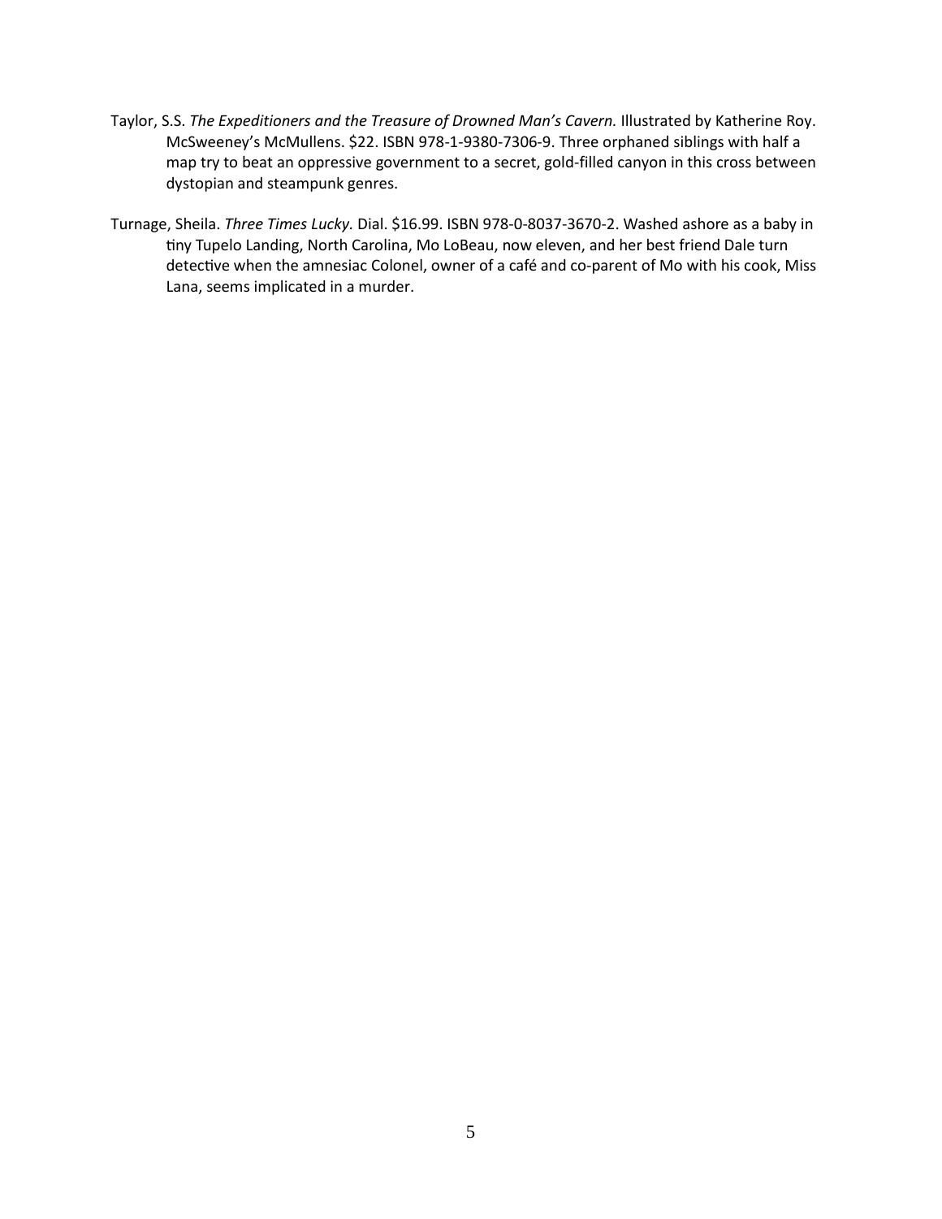Taylor, S.S. *The Expeditioners and the Treasure of Drowned Man's Cavern.* Illustrated by Katherine Roy. McSweeney's McMullens. $22. ISBN 978-1-9380-7306-9. Three orphaned siblings with half a map try to beat an oppressive government to a secret, gold-filled canyon in this cross between dystopian and steampunk genres.

Turnage, Sheila. *Three Times Lucky.* Dial. $16.99. ISBN 978-0-8037-3670-2. Washed ashore as a baby in tiny Tupelo Landing, North Carolina, Mo LoBeau, now eleven, and her best friend Dale turn detective when the amnesiac Colonel, owner of a café and co-parent of Mo with his cook, Miss Lana, seems implicated in a murder.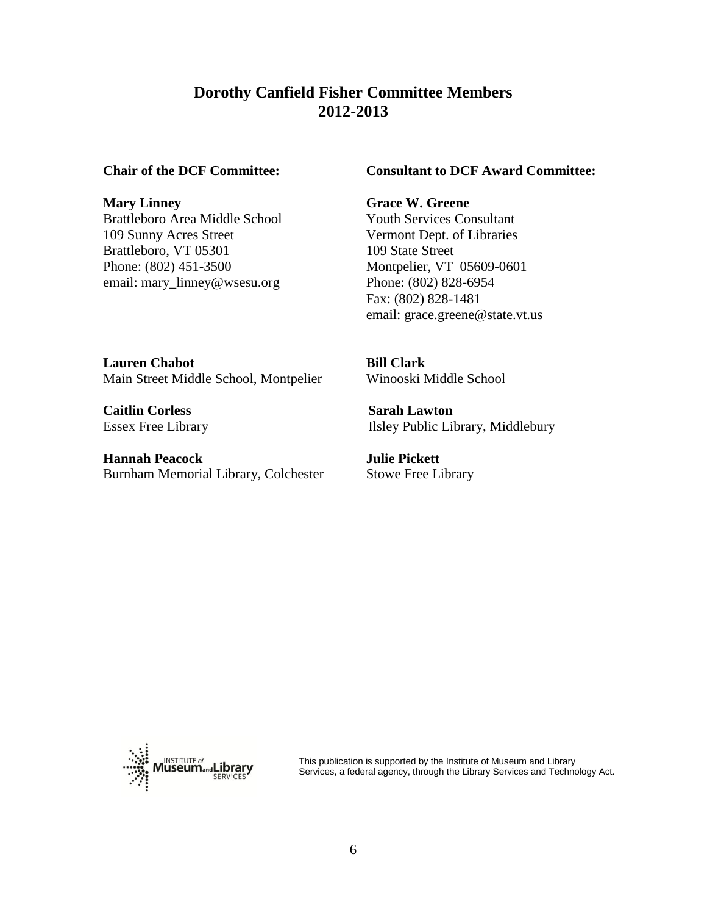# Dorothy Canfield Fisher Committee Members 2012-2013

**Chair of the DCF Committee:**

**Mary Linney**
Brattleboro Area Middle School
109 Sunny Acres Street
Brattleboro, VT 05301
Phone: (802) 451-3500
email: mary_linney@wsesu.org

**Consultant to DCF Award Committee:**

**Grace W. Greene**
Youth Services Consultant
Vermont Dept. of Libraries
109 State Street
Montpelier, VT 05609-0601
Phone: (802) 828-6954
Fax: (802) 828-1481
email: grace.greene@state.vt.us

**Lauren Chabot**
Main Street Middle School, Montpelier

**Bill Clark**
Winooski Middle School

**Caitlin Corless**
Essex Free Library

**Sarah Lawton**
Ilsley Public Library, Middlebury

**Hannah Peacock**
Burnham Memorial Library, Colchester

**Julie Pickett**
Stowe Free Library

INSTITUTE of Museum and Library SERVICES

This publication is supported by the Institute of Museum and Library Services, a federal agency, through the Library Services and Technology Act.